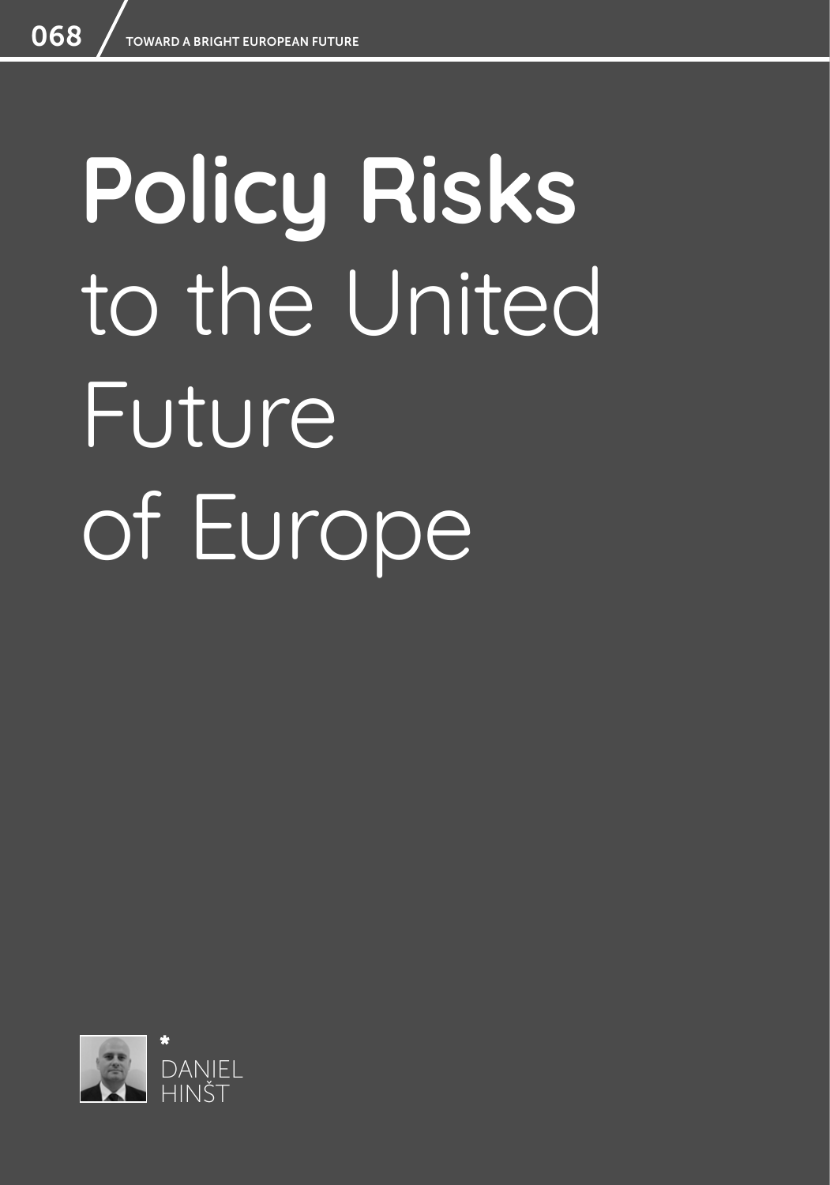# Policy Risks to the United Future of Europe

DANIEL HINŠT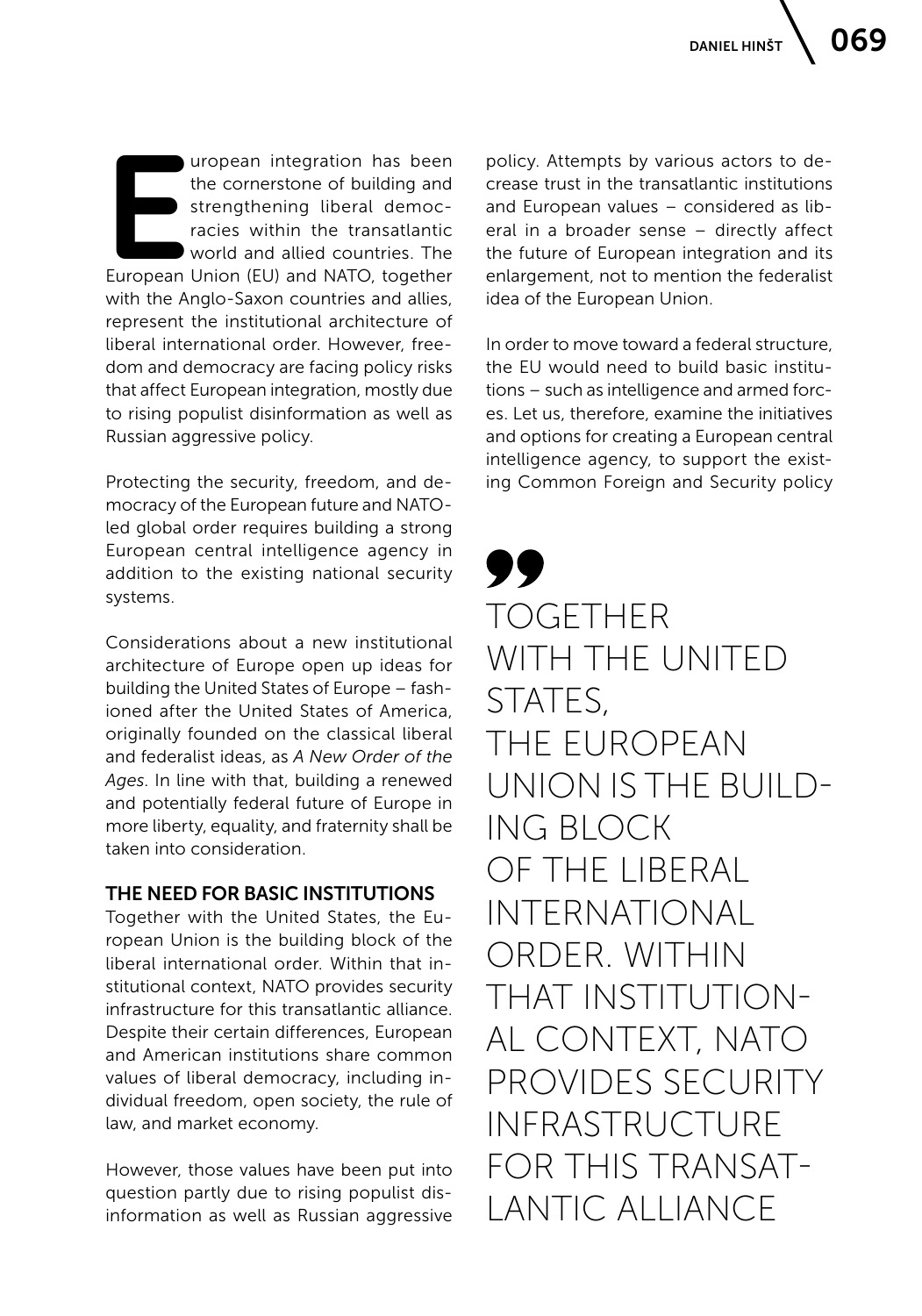European integration has been the cornerstone of building and strengthening liberal democracies within the transatlantic world and allied countries. The European Union (EU) and NATO, together with the Anglo-Saxon countries and allies, represent the institutional architecture of liberal international order. However, freedom and democracy are facing policy risks that affect European integration, mostly due to rising populist disinformation as well as Russian aggressive policy.

Protecting the security, freedom, and democracy of the European future and NATO-led global order requires building a strong European central intelligence agency in addition to the existing national security systems.

Considerations about a new institutional architecture of Europe open up ideas for building the United States of Europe – fashioned after the United States of America, originally founded on the classical liberal and federalist ideas, as *A New Order of the Ages*. In line with that, building a renewed and potentially federal future of Europe in more liberty, equality, and fraternity shall be taken into consideration.

## THE NEED FOR BASIC INSTITUTIONS

Together with the United States, the European Union is the building block of the liberal international order. Within that institutional context, NATO provides security infrastructure for this transatlantic alliance. Despite their certain differences, European and American institutions share common values of liberal democracy, including individual freedom, open society, the rule of law, and market economy.

However, those values have been put into question partly due to rising populist disinformation as well as Russian aggressive policy. Attempts by various actors to decrease trust in the transatlantic institutions and European values – considered as liberal in a broader sense – directly affect the future of European integration and its enlargement, not to mention the federalist idea of the European Union.

In order to move toward a federal structure, the EU would need to build basic institutions – such as intelligence and armed forces. Let us, therefore, examine the initiatives and options for creating a European central intelligence agency, to support the existing Common Foreign and Security policy

> TOGETHER WITH THE UNITED STATES, THE EUROPEAN UNION IS THE BUILDING BLOCK OF THE LIBERAL INTERNATIONAL ORDER. WITHIN THAT INSTITUTIONAL CONTEXT, NATO PROVIDES SECURITY INFRASTRUCTURE FOR THIS TRANSATLANTIC ALLIANCE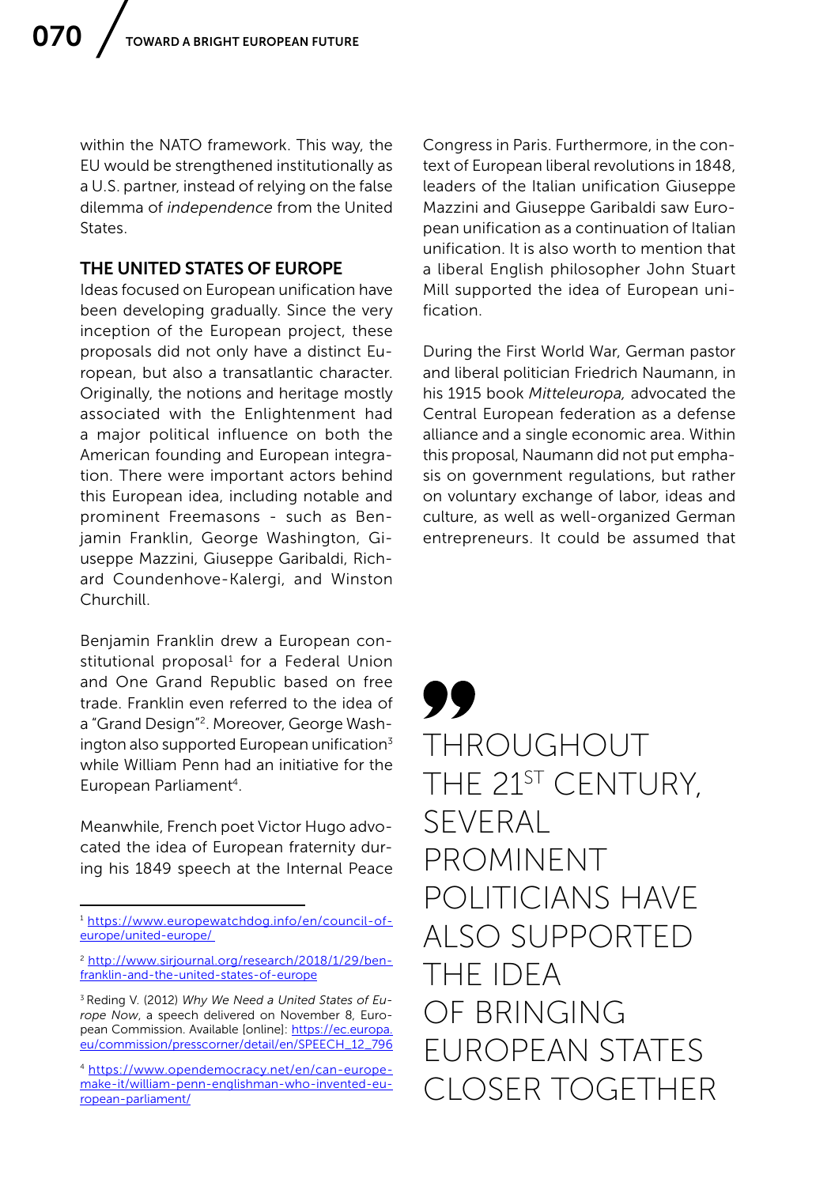within the NATO framework. This way, the EU would be strengthened institutionally as a U.S. partner, instead of relying on the false dilemma of *independence* from the United States.

## THE UNITED STATES OF EUROPE

Ideas focused on European unification have been developing gradually. Since the very inception of the European project, these proposals did not only have a distinct European, but also a transatlantic character. Originally, the notions and heritage mostly associated with the Enlightenment had a major political influence on both the American founding and European integration. There were important actors behind this European idea, including notable and prominent Freemasons - such as Benjamin Franklin, George Washington, Giuseppe Mazzini, Giuseppe Garibaldi, Richard Coundenhove-Kalergi, and Winston Churchill.

Benjamin Franklin drew a European constitutional proposal[1] for a Federal Union and One Grand Republic based on free trade. Franklin even referred to the idea of a "Grand Design"[2]. Moreover, George Washington also supported European unification[3] while William Penn had an initiative for the European Parliament[4].

Meanwhile, French poet Victor Hugo advocated the idea of European fraternity during his 1849 speech at the Internal Peace Congress in Paris. Furthermore, in the context of European liberal revolutions in 1848, leaders of the Italian unification Giuseppe Mazzini and Giuseppe Garibaldi saw European unification as a continuation of Italian unification. It is also worth to mention that a liberal English philosopher John Stuart Mill supported the idea of European unification.

During the First World War, German pastor and liberal politician Friedrich Naumann, in his 1915 book *Mitteleuropa,* advocated the Central European federation as a defense alliance and a single economic area. Within this proposal, Naumann did not put emphasis on government regulations, but rather on voluntary exchange of labor, ideas and culture, as well as well-organized German entrepreneurs. It could be assumed that

> THROUGHOUT THE 21ST CENTURY, SEVERAL PROMINENT POLITICIANS HAVE ALSO SUPPORTED THE IDEA OF BRINGING EUROPEAN STATES CLOSER TOGETHER

---

[1] https://www.europewatchdog.info/en/council-of-europe/united-europe/

[2] http://www.sirjournal.org/research/2018/1/29/ben-franklin-and-the-united-states-of-europe

[3] Reding V. (2012) *Why We Need a United States of Europe Now*, a speech delivered on November 8, European Commission. Available [online]: https://ec.europa.eu/commission/presscorner/detail/en/SPEECH_12_796

[4] https://www.opendemocracy.net/en/can-europe-make-it/william-penn-englishman-who-invented-european-parliament/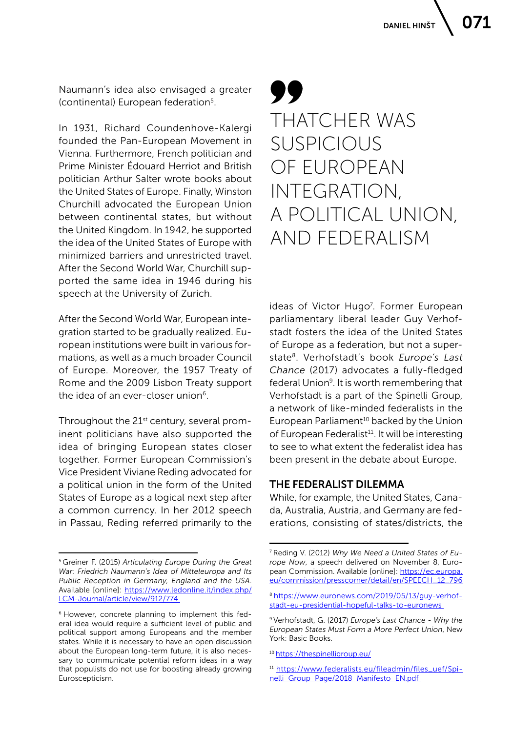Naumann's idea also envisaged a greater (continental) European federation[5].

In 1931, Richard Coundenhove-Kalergi founded the Pan-European Movement in Vienna. Furthermore, French politician and Prime Minister Édouard Herriot and British politician Arthur Salter wrote books about the United States of Europe. Finally, Winston Churchill advocated the European Union between continental states, but without the United Kingdom. In 1942, he supported the idea of the United States of Europe with minimized barriers and unrestricted travel. After the Second World War, Churchill supported the same idea in 1946 during his speech at the University of Zurich.

After the Second World War, European integration started to be gradually realized. European institutions were built in various formations, as well as a much broader Council of Europe. Moreover, the 1957 Treaty of Rome and the 2009 Lisbon Treaty support the idea of an ever-closer union[6].

Throughout the 21st century, several prominent politicians have also supported the idea of bringing European states closer together. Former European Commission's Vice President Viviane Reding advocated for a political union in the form of the United States of Europe as a logical next step after a common currency. In her 2012 speech in Passau, Reding referred primarily to the ideas of Victor Hugo[7]. Former European parliamentary liberal leader Guy Verhofstadt fosters the idea of the United States of Europe as a federation, but not a superstate[8]. Verhofstadt's book *Europe's Last Chance* (2017) advocates a fully-fledged federal Union[9]. It is worth remembering that Verhofstadt is a part of the Spinelli Group, a network of like-minded federalists in the European Parliament[10] backed by the Union of European Federalist[11]. It will be interesting to see to what extent the federalist idea has been present in the debate about Europe.

> THATCHER WAS SUSPICIOUS OF EUROPEAN INTEGRATION, A POLITICAL UNION, AND FEDERALISM

## THE FEDERALIST DILEMMA

While, for example, the United States, Canada, Australia, Austria, and Germany are federations, consisting of states/districts, the

---

[5] Greiner F. (2015) *Articulating Europe During the Great War: Friedrich Naumann's Idea of Mitteleuropa and Its Public Reception in Germany, England and the USA*. Available [online]: https://www.ledonline.it/index.php/LCM-Journal/article/view/912/774

[6] However, concrete planning to implement this federal idea would require a sufficient level of public and political support among Europeans and the member states. While it is necessary to have an open discussion about the European long-term future, it is also necessary to communicate potential reform ideas in a way that populists do not use for boosting already growing Euroscepticism.

[7] Reding V. (2012) *Why We Need a United States of Europe Now*, a speech delivered on November 8, European Commission. Available [online]: https://ec.europa.eu/commission/presscorner/detail/en/SPEECH_12_796

[8] https://www.euronews.com/2019/05/13/guy-verhofstadt-eu-presidential-hopeful-talks-to-euronews

[9] Verhofstadt, G. (2017) *Europe's Last Chance - Why the European States Must Form a More Perfect Union*, New York: Basic Books.

[10] https://thespinelligroup.eu/

[11] https://www.federalists.eu/fileadmin/files_uef/Spinelli_Group_Page/2018_Manifesto_EN.pdf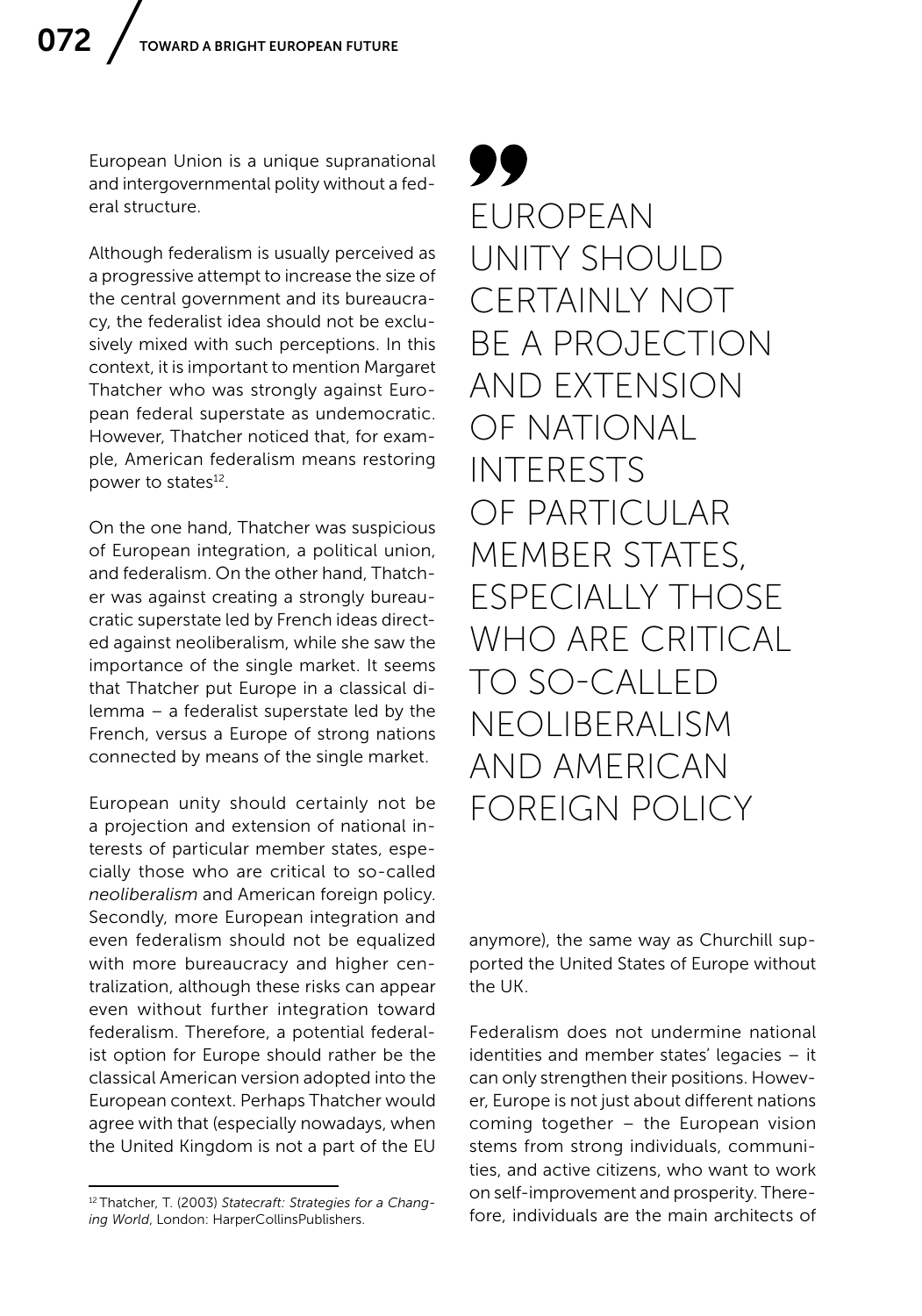European Union is a unique supranational and intergovernmental polity without a federal structure.

Although federalism is usually perceived as a progressive attempt to increase the size of the central government and its bureaucracy, the federalist idea should not be exclusively mixed with such perceptions. In this context, it is important to mention Margaret Thatcher who was strongly against European federal superstate as undemocratic. However, Thatcher noticed that, for example, American federalism means restoring power to states[12].

On the one hand, Thatcher was suspicious of European integration, a political union, and federalism. On the other hand, Thatcher was against creating a strongly bureaucratic superstate led by French ideas directed against neoliberalism, while she saw the importance of the single market. It seems that Thatcher put Europe in a classical dilemma – a federalist superstate led by the French, versus a Europe of strong nations connected by means of the single market.

> EUROPEAN UNITY SHOULD CERTAINLY NOT BE A PROJECTION AND EXTENSION OF NATIONAL INTERESTS OF PARTICULAR MEMBER STATES, ESPECIALLY THOSE WHO ARE CRITICAL TO SO-CALLED NEOLIBERALISM AND AMERICAN FOREIGN POLICY

European unity should certainly not be a projection and extension of national interests of particular member states, especially those who are critical to so-called *neoliberalism* and American foreign policy. Secondly, more European integration and even federalism should not be equalized with more bureaucracy and higher centralization, although these risks can appear even without further integration toward federalism. Therefore, a potential federalist option for Europe should rather be the classical American version adopted into the European context. Perhaps Thatcher would agree with that (especially nowadays, when the United Kingdom is not a part of the EU anymore), the same way as Churchill supported the United States of Europe without the UK.

Federalism does not undermine national identities and member states' legacies – it can only strengthen their positions. However, Europe is not just about different nations coming together – the European vision stems from strong individuals, communities, and active citizens, who want to work on self-improvement and prosperity. Therefore, individuals are the main architects of

[12] Thatcher, T. (2003) *Statecraft: Strategies for a Changing World*, London: HarperCollinsPublishers.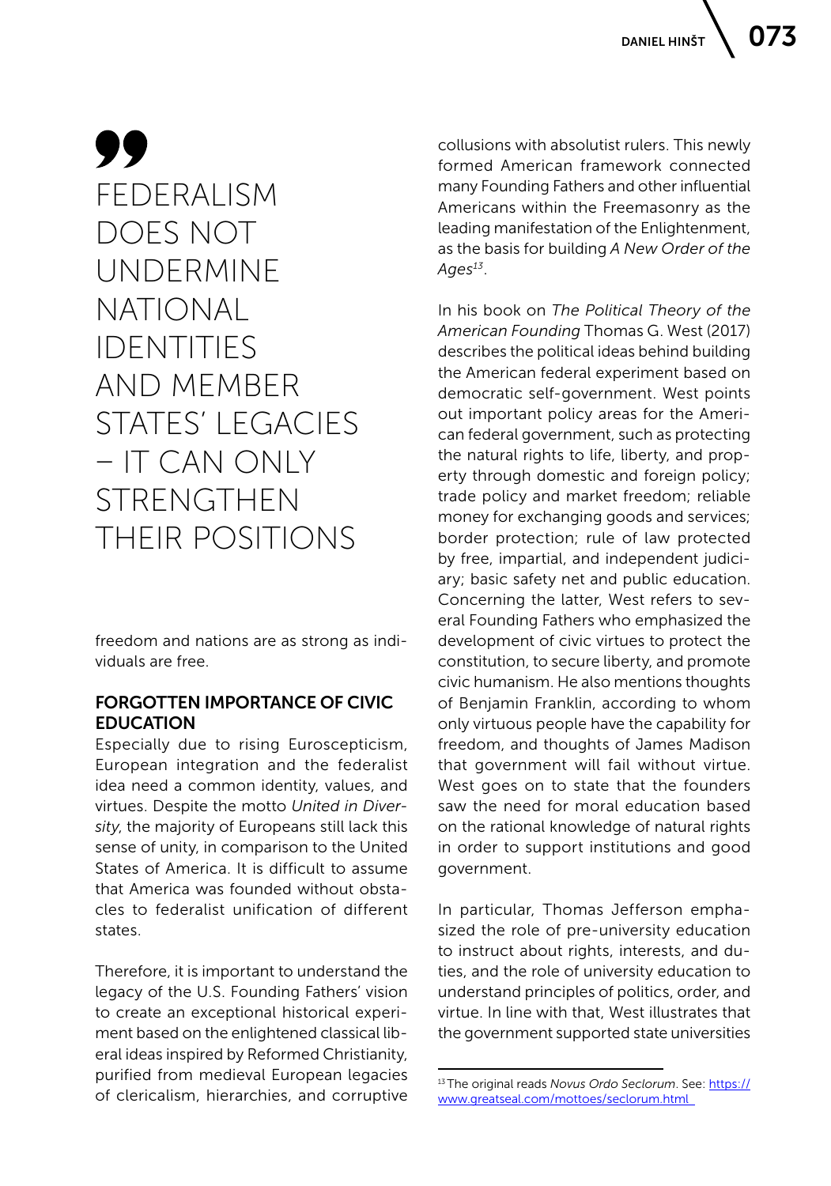> FEDERALISM DOES NOT UNDERMINE NATIONAL IDENTITIES AND MEMBER STATES' LEGACIES – IT CAN ONLY STRENGTHEN THEIR POSITIONS

freedom and nations are as strong as individuals are free.

## FORGOTTEN IMPORTANCE OF CIVIC EDUCATION

Especially due to rising Euroscepticism, European integration and the federalist idea need a common identity, values, and virtues. Despite the motto *United in Diversity*, the majority of Europeans still lack this sense of unity, in comparison to the United States of America. It is difficult to assume that America was founded without obstacles to federalist unification of different states.

Therefore, it is important to understand the legacy of the U.S. Founding Fathers' vision to create an exceptional historical experiment based on the enlightened classical liberal ideas inspired by Reformed Christianity, purified from medieval European legacies of clericalism, hierarchies, and corruptive collusions with absolutist rulers. This newly formed American framework connected many Founding Fathers and other influential Americans within the Freemasonry as the leading manifestation of the Enlightenment, as the basis for building *A New Order of the Ages*[13].

In his book on *The Political Theory of the American Founding* Thomas G. West (2017) describes the political ideas behind building the American federal experiment based on democratic self-government. West points out important policy areas for the American federal government, such as protecting the natural rights to life, liberty, and property through domestic and foreign policy; trade policy and market freedom; reliable money for exchanging goods and services; border protection; rule of law protected by free, impartial, and independent judiciary; basic safety net and public education. Concerning the latter, West refers to several Founding Fathers who emphasized the development of civic virtues to protect the constitution, to secure liberty, and promote civic humanism. He also mentions thoughts of Benjamin Franklin, according to whom only virtuous people have the capability for freedom, and thoughts of James Madison that government will fail without virtue. West goes on to state that the founders saw the need for moral education based on the rational knowledge of natural rights in order to support institutions and good government.

In particular, Thomas Jefferson emphasized the role of pre-university education to instruct about rights, interests, and duties, and the role of university education to understand principles of politics, order, and virtue. In line with that, West illustrates that the government supported state universities

[13] The original reads *Novus Ordo Seclorum*. See: https://www.greatseal.com/mottoes/seclorum.html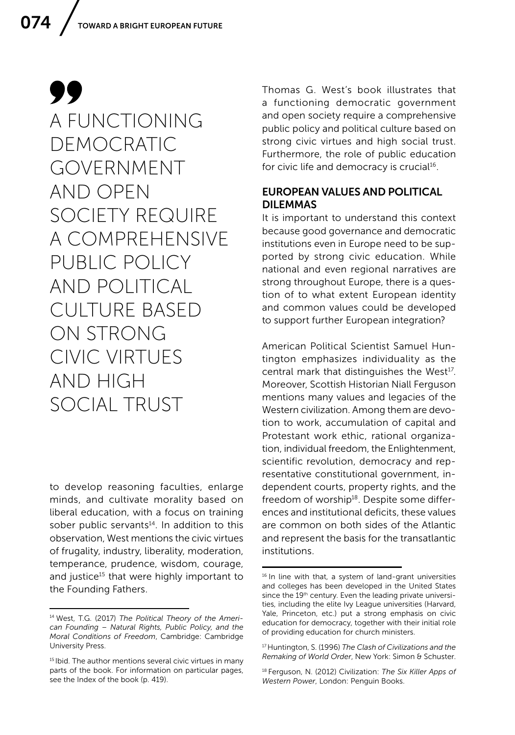> A FUNCTIONING DEMOCRATIC GOVERNMENT AND OPEN SOCIETY REQUIRE A COMPREHENSIVE PUBLIC POLICY AND POLITICAL CULTURE BASED ON STRONG CIVIC VIRTUES AND HIGH SOCIAL TRUST

to develop reasoning faculties, enlarge minds, and cultivate morality based on liberal education, with a focus on training sober public servants[14]. In addition to this observation, West mentions the civic virtues of frugality, industry, liberality, moderation, temperance, prudence, wisdom, courage, and justice[15] that were highly important to the Founding Fathers.

Thomas G. West's book illustrates that a functioning democratic government and open society require a comprehensive public policy and political culture based on strong civic virtues and high social trust. Furthermore, the role of public education for civic life and democracy is crucial[16].

## EUROPEAN VALUES AND POLITICAL DILEMMAS

It is important to understand this context because good governance and democratic institutions even in Europe need to be supported by strong civic education. While national and even regional narratives are strong throughout Europe, there is a question of to what extent European identity and common values could be developed to support further European integration?

American Political Scientist Samuel Huntington emphasizes individuality as the central mark that distinguishes the West[17]. Moreover, Scottish Historian Niall Ferguson mentions many values and legacies of the Western civilization. Among them are devotion to work, accumulation of capital and Protestant work ethic, rational organization, individual freedom, the Enlightenment, scientific revolution, democracy and representative constitutional government, independent courts, property rights, and the freedom of worship[18]. Despite some differences and institutional deficits, these values are common on both sides of the Atlantic and represent the basis for the transatlantic institutions.

---

[14] West, T.G. (2017) *The Political Theory of the American Founding – Natural Rights, Public Policy, and the Moral Conditions of Freedom*, Cambridge: Cambridge University Press.

[15] Ibid. The author mentions several civic virtues in many parts of the book. For information on particular pages, see the Index of the book (p. 419).

[16] In line with that, a system of land-grant universities and colleges has been developed in the United States since the 19th century. Even the leading private universities, including the elite Ivy League universities (Harvard, Yale, Princeton, etc.) put a strong emphasis on civic education for democracy, together with their initial role of providing education for church ministers.

[17] Huntington, S. (1996) *The Clash of Civilizations and the Remaking of World Order*, New York: Simon & Schuster.

[18] Ferguson, N. (2012) Civilization: *The Six Killer Apps of Western Power*, London: Penguin Books.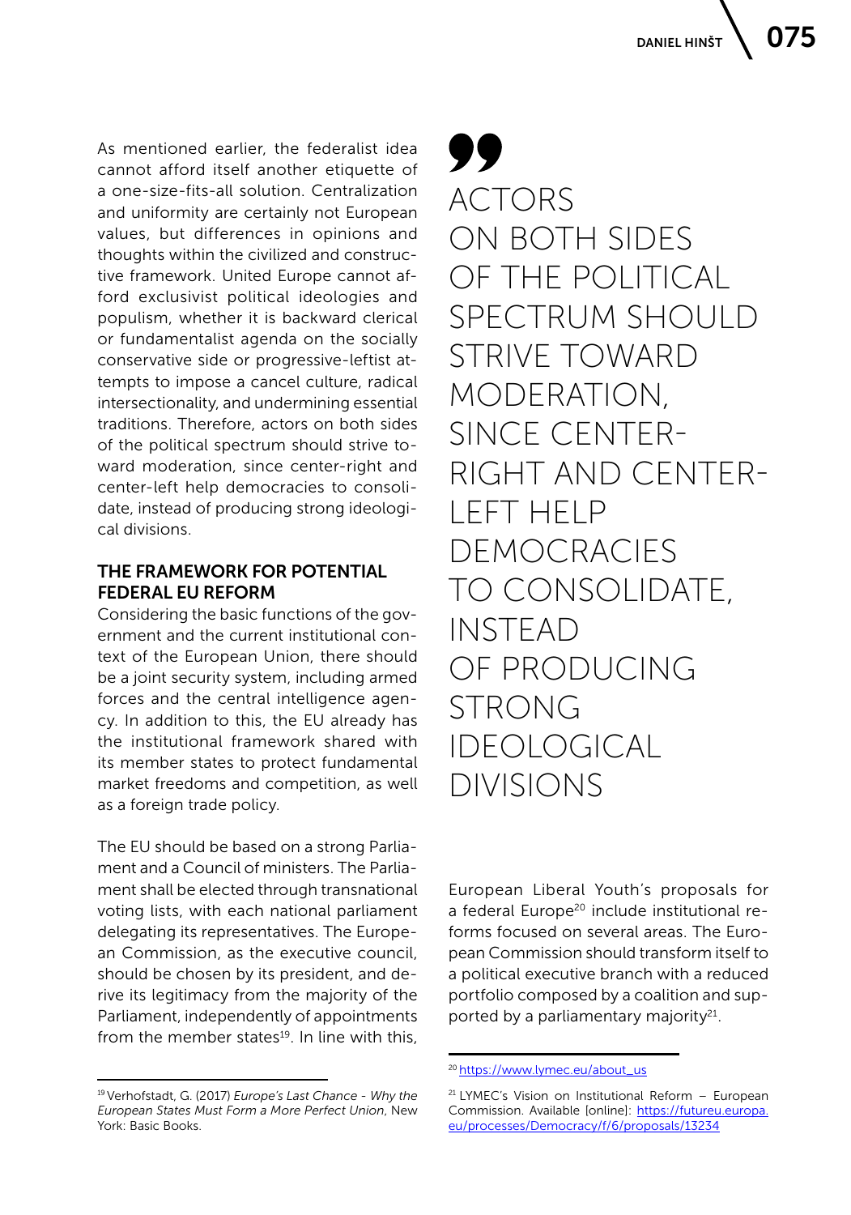As mentioned earlier, the federalist idea cannot afford itself another etiquette of a one-size-fits-all solution. Centralization and uniformity are certainly not European values, but differences in opinions and thoughts within the civilized and constructive framework. United Europe cannot afford exclusivist political ideologies and populism, whether it is backward clerical or fundamentalist agenda on the socially conservative side or progressive-leftist attempts to impose a cancel culture, radical intersectionality, and undermining essential traditions. Therefore, actors on both sides of the political spectrum should strive toward moderation, since center-right and center-left help democracies to consolidate, instead of producing strong ideological divisions.

## THE FRAMEWORK FOR POTENTIAL FEDERAL EU REFORM

Considering the basic functions of the government and the current institutional context of the European Union, there should be a joint security system, including armed forces and the central intelligence agency. In addition to this, the EU already has the institutional framework shared with its member states to protect fundamental market freedoms and competition, as well as a foreign trade policy.

The EU should be based on a strong Parliament and a Council of ministers. The Parliament shall be elected through transnational voting lists, with each national parliament delegating its representatives. The European Commission, as the executive council, should be chosen by its president, and derive its legitimacy from the majority of the Parliament, independently of appointments from the member states[19]. In line with this,

> ACTORS ON BOTH SIDES OF THE POLITICAL SPECTRUM SHOULD STRIVE TOWARD MODERATION, SINCE CENTER-RIGHT AND CENTER-LEFT HELP DEMOCRACIES TO CONSOLIDATE, INSTEAD OF PRODUCING STRONG IDEOLOGICAL DIVISIONS

European Liberal Youth's proposals for a federal Europe[20] include institutional reforms focused on several areas. The European Commission should transform itself to a political executive branch with a reduced portfolio composed by a coalition and supported by a parliamentary majority[21].

---

[19] Verhofstadt, G. (2017) *Europe's Last Chance - Why the European States Must Form a More Perfect Union*, New York: Basic Books.

[20] https://www.lymec.eu/about_us

[21] LYMEC's Vision on Institutional Reform – European Commission. Available [online]: https://futureu.europa.eu/processes/Democracy/f/6/proposals/13234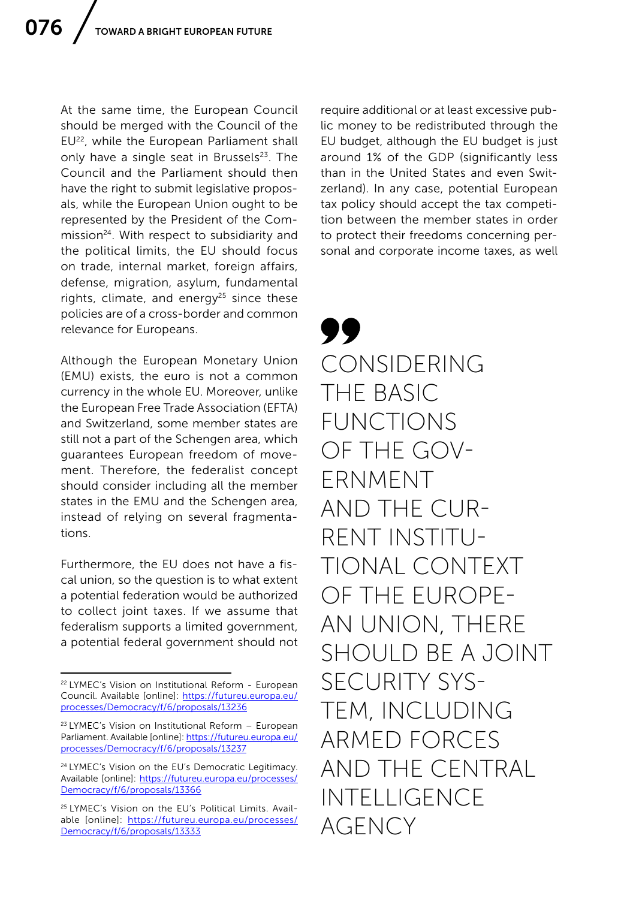At the same time, the European Council should be merged with the Council of the EU[22], while the European Parliament shall only have a single seat in Brussels[23]. The Council and the Parliament should then have the right to submit legislative proposals, while the European Union ought to be represented by the President of the Commission[24]. With respect to subsidiarity and the political limits, the EU should focus on trade, internal market, foreign affairs, defense, migration, asylum, fundamental rights, climate, and energy[25] since these policies are of a cross-border and common relevance for Europeans.

Although the European Monetary Union (EMU) exists, the euro is not a common currency in the whole EU. Moreover, unlike the European Free Trade Association (EFTA) and Switzerland, some member states are still not a part of the Schengen area, which guarantees European freedom of movement. Therefore, the federalist concept should consider including all the member states in the EMU and the Schengen area, instead of relying on several fragmentations.

Furthermore, the EU does not have a fiscal union, so the question is to what extent a potential federation would be authorized to collect joint taxes. If we assume that federalism supports a limited government, a potential federal government should not require additional or at least excessive public money to be redistributed through the EU budget, although the EU budget is just around 1% of the GDP (significantly less than in the United States and even Switzerland). In any case, potential European tax policy should accept the tax competition between the member states in order to protect their freedoms concerning personal and corporate income taxes, as well

> CONSIDERING THE BASIC FUNCTIONS OF THE GOVERNMENT AND THE CURRENT INSTITUTIONAL CONTEXT OF THE EUROPEAN UNION, THERE SHOULD BE A JOINT SECURITY SYSTEM, INCLUDING ARMED FORCES AND THE CENTRAL INTELLIGENCE AGENCY

---

[22] LYMEC's Vision on Institutional Reform - European Council. Available [online]: https://futureu.europa.eu/processes/Democracy/f/6/proposals/13236

[23] LYMEC's Vision on Institutional Reform – European Parliament. Available [online]: https://futureu.europa.eu/processes/Democracy/f/6/proposals/13237

[24] LYMEC's Vision on the EU's Democratic Legitimacy. Available [online]: https://futureu.europa.eu/processes/Democracy/f/6/proposals/13366

[25] LYMEC's Vision on the EU's Political Limits. Available [online]: https://futureu.europa.eu/processes/Democracy/f/6/proposals/13333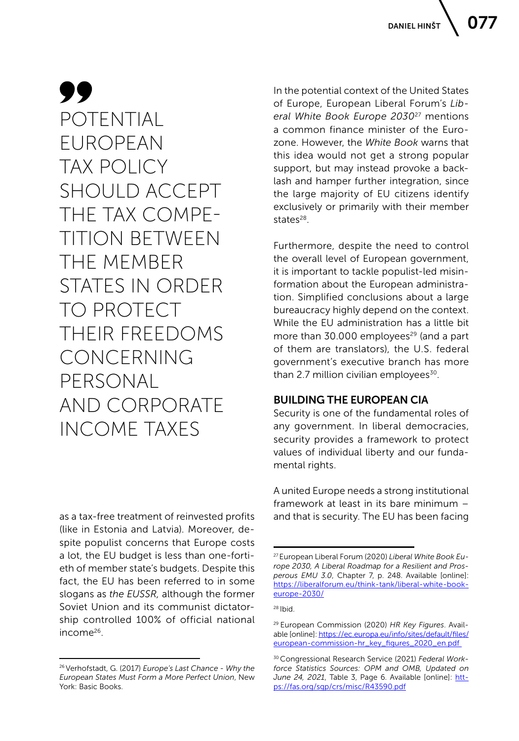> POTENTIAL EUROPEAN TAX POLICY SHOULD ACCEPT THE TAX COMPETITION BETWEEN THE MEMBER STATES IN ORDER TO PROTECT THEIR FREEDOMS CONCERNING PERSONAL AND CORPORATE INCOME TAXES

as a tax-free treatment of reinvested profits (like in Estonia and Latvia). Moreover, despite populist concerns that Europe costs a lot, the EU budget is less than one-fortieth of member state's budgets. Despite this fact, the EU has been referred to in some slogans as *the EUSSR,* although the former Soviet Union and its communist dictatorship controlled 100% of official national income[26].

In the potential context of the United States of Europe, European Liberal Forum's *Liberal White Book Europe 2030*[27] mentions a common finance minister of the Eurozone. However, the *White Book* warns that this idea would not get a strong popular support, but may instead provoke a backlash and hamper further integration, since the large majority of EU citizens identify exclusively or primarily with their member states[28].

Furthermore, despite the need to control the overall level of European government, it is important to tackle populist-led misinformation about the European administration. Simplified conclusions about a large bureaucracy highly depend on the context. While the EU administration has a little bit more than 30.000 employees[29] (and a part of them are translators), the U.S. federal government's executive branch has more than 2.7 million civilian employees[30].

## BUILDING THE EUROPEAN CIA

Security is one of the fundamental roles of any government. In liberal democracies, security provides a framework to protect values of individual liberty and our fundamental rights.

A united Europe needs a strong institutional framework at least in its bare minimum – and that is security. The EU has been facing

---

[26] Verhofstadt, G. (2017) *Europe's Last Chance - Why the European States Must Form a More Perfect Union*, New York: Basic Books.

[27] European Liberal Forum (2020) *Liberal White Book Europe 2030, A Liberal Roadmap for a Resilient and Prosperous EMU 3.0*, Chapter 7, p. 248. Available [online]: https://liberalforum.eu/think-tank/liberal-white-book-europe-2030/

[28] Ibid.

[29] European Commission (2020) *HR Key Figures*. Available [online]: https://ec.europa.eu/info/sites/default/files/european-commission-hr_key_figures_2020_en.pdf

[30] Congressional Research Service (2021) *Federal Workforce Statistics Sources: OPM and OMB, Updated on June 24, 2021*, Table 3, Page 6. Available [online]: https://fas.org/sgp/crs/misc/R43590.pdf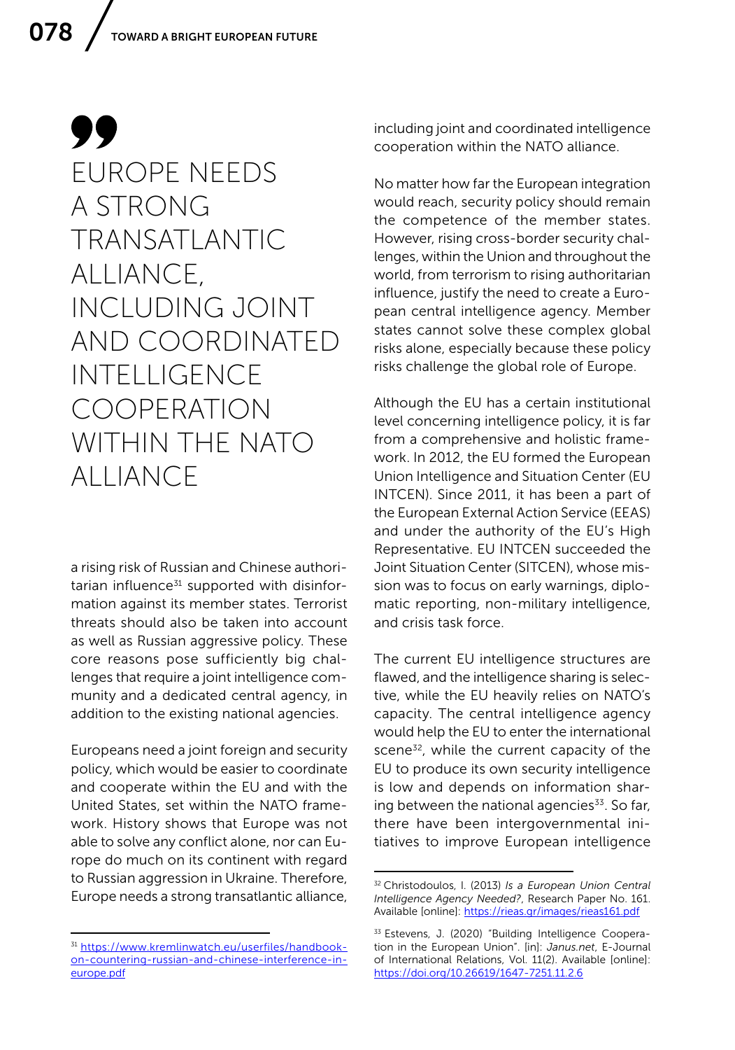> **EUROPE NEEDS A STRONG TRANSATLANTIC ALLIANCE, INCLUDING JOINT AND COORDINATED INTELLIGENCE COOPERATION WITHIN THE NATO ALLIANCE**

a rising risk of Russian and Chinese authoritarian influence[31] supported with disinformation against its member states. Terrorist threats should also be taken into account as well as Russian aggressive policy. These core reasons pose sufficiently big challenges that require a joint intelligence community and a dedicated central agency, in addition to the existing national agencies.

Europeans need a joint foreign and security policy, which would be easier to coordinate and cooperate within the EU and with the United States, set within the NATO framework. History shows that Europe was not able to solve any conflict alone, nor can Europe do much on its continent with regard to Russian aggression in Ukraine. Therefore, Europe needs a strong transatlantic alliance, including joint and coordinated intelligence cooperation within the NATO alliance.

No matter how far the European integration would reach, security policy should remain the competence of the member states. However, rising cross-border security challenges, within the Union and throughout the world, from terrorism to rising authoritarian influence, justify the need to create a European central intelligence agency. Member states cannot solve these complex global risks alone, especially because these policy risks challenge the global role of Europe.

Although the EU has a certain institutional level concerning intelligence policy, it is far from a comprehensive and holistic framework. In 2012, the EU formed the European Union Intelligence and Situation Center (EU INTCEN). Since 2011, it has been a part of the European External Action Service (EEAS) and under the authority of the EU's High Representative. EU INTCEN succeeded the Joint Situation Center (SITCEN), whose mission was to focus on early warnings, diplomatic reporting, non-military intelligence, and crisis task force.

The current EU intelligence structures are flawed, and the intelligence sharing is selective, while the EU heavily relies on NATO's capacity. The central intelligence agency would help the EU to enter the international scene[32], while the current capacity of the EU to produce its own security intelligence is low and depends on information sharing between the national agencies[33]. So far, there have been intergovernmental initiatives to improve European intelligence

---

[31] https://www.kremlinwatch.eu/userfiles/handbook-on-countering-russian-and-chinese-interference-in-europe.pdf

[32] Christodoulos, I. (2013) *Is a European Union Central Intelligence Agency Needed?*, Research Paper No. 161. Available [online]: https://rieas.gr/images/rieas161.pdf

[33] Estevens, J. (2020) "Building Intelligence Cooperation in the European Union". [in]: *Janus.net*, E-Journal of International Relations, Vol. 11(2). Available [online]: https://doi.org/10.26619/1647-7251.11.2.6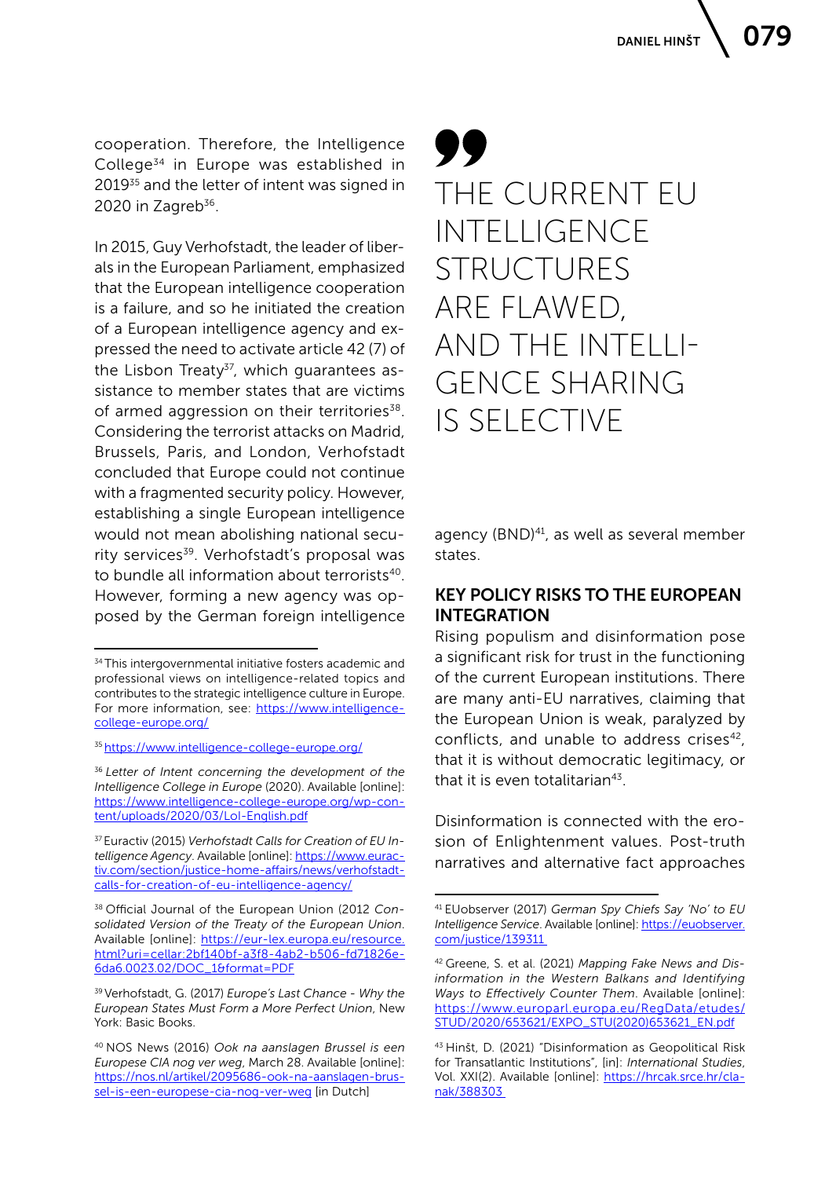cooperation. Therefore, the Intelligence College[34] in Europe was established in 2019[35] and the letter of intent was signed in 2020 in Zagreb[36].

In 2015, Guy Verhofstadt, the leader of liberals in the European Parliament, emphasized that the European intelligence cooperation is a failure, and so he initiated the creation of a European intelligence agency and expressed the need to activate article 42 (7) of the Lisbon Treaty[37], which guarantees assistance to member states that are victims of armed aggression on their territories[38]. Considering the terrorist attacks on Madrid, Brussels, Paris, and London, Verhofstadt concluded that Europe could not continue with a fragmented security policy. However, establishing a single European intelligence would not mean abolishing national security services[39]. Verhofstadt's proposal was to bundle all information about terrorists[40]. However, forming a new agency was opposed by the German foreign intelligence agency (BND)[41], as well as several member states.

> THE CURRENT EU INTELLIGENCE STRUCTURES ARE FLAWED, AND THE INTELLIGENCE SHARING IS SELECTIVE

## KEY POLICY RISKS TO THE EUROPEAN INTEGRATION

Rising populism and disinformation pose a significant risk for trust in the functioning of the current European institutions. There are many anti-EU narratives, claiming that the European Union is weak, paralyzed by conflicts, and unable to address crises[42], that it is without democratic legitimacy, or that it is even totalitarian[43].

Disinformation is connected with the erosion of Enlightenment values. Post-truth narratives and alternative fact approaches

---

[34] This intergovernmental initiative fosters academic and professional views on intelligence-related topics and contributes to the strategic intelligence culture in Europe. For more information, see: https://www.intelligence-college-europe.org/

[35] https://www.intelligence-college-europe.org/

[36] *Letter of Intent concerning the development of the Intelligence College in Europe* (2020). Available [online]: https://www.intelligence-college-europe.org/wp-content/uploads/2020/03/LoI-English.pdf

[37] Euractiv (2015) *Verhofstadt Calls for Creation of EU Intelligence Agency*. Available [online]: https://www.euractiv.com/section/justice-home-affairs/news/verhofstadt-calls-for-creation-of-eu-intelligence-agency/

[38] Official Journal of the European Union (2012 *Consolidated Version of the Treaty of the European Union*. Available [online]: https://eur-lex.europa.eu/resource.html?uri=cellar:2bf140bf-a3f8-4ab2-b506-fd71826e6da6.0023.02/DOC_1&format=PDF

[39] Verhofstadt, G. (2017) *Europe's Last Chance - Why the European States Must Form a More Perfect Union*, New York: Basic Books.

[40] NOS News (2016) *Ook na aanslagen Brussel is een Europese CIA nog ver weg*, March 28. Available [online]: https://nos.nl/artikel/2095686-ook-na-aanslagen-brussel-is-een-europese-cia-nog-ver-weg [in Dutch]

[41] EUobserver (2017) *German Spy Chiefs Say 'No' to EU Intelligence Service*. Available [online]: https://euobserver.com/justice/139311

[42] Greene, S. et al. (2021) *Mapping Fake News and Disinformation in the Western Balkans and Identifying Ways to Effectively Counter Them*. Available [online]: https://www.europarl.europa.eu/RegData/etudes/STUD/2020/653621/EXPO_STU(2020)653621_EN.pdf

[43] Hinšt, D. (2021) "Disinformation as Geopolitical Risk for Transatlantic Institutions", [in]: *International Studies*, Vol. XXI(2). Available [online]: https://hrcak.srce.hr/clanak/388303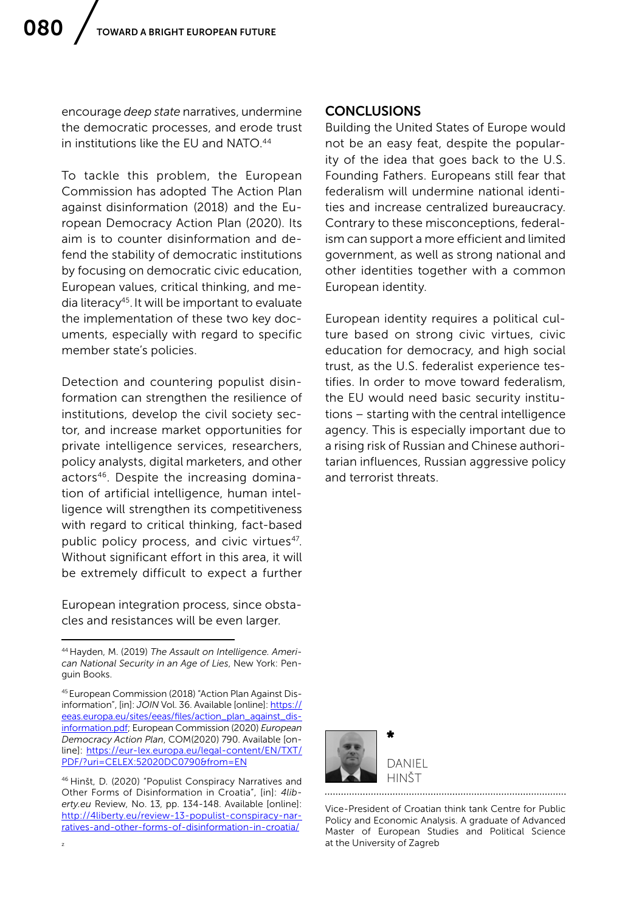encourage *deep state* narratives, undermine the democratic processes, and erode trust in institutions like the EU and NATO.[44]

To tackle this problem, the European Commission has adopted The Action Plan against disinformation (2018) and the European Democracy Action Plan (2020). Its aim is to counter disinformation and defend the stability of democratic institutions by focusing on democratic civic education, European values, critical thinking, and media literacy[45]. It will be important to evaluate the implementation of these two key documents, especially with regard to specific member state's policies.

Detection and countering populist disinformation can strengthen the resilience of institutions, develop the civil society sector, and increase market opportunities for private intelligence services, researchers, policy analysts, digital marketers, and other actors[46]. Despite the increasing domination of artificial intelligence, human intelligence will strengthen its competitiveness with regard to critical thinking, fact-based public policy process, and civic virtues[47]. Without significant effort in this area, it will be extremely difficult to expect a further

European integration process, since obstacles and resistances will be even larger.

## CONCLUSIONS

Building the United States of Europe would not be an easy feat, despite the popularity of the idea that goes back to the U.S. Founding Fathers. Europeans still fear that federalism will undermine national identities and increase centralized bureaucracy. Contrary to these misconceptions, federalism can support a more efficient and limited government, as well as strong national and other identities together with a common European identity.

European identity requires a political culture based on strong civic virtues, civic education for democracy, and high social trust, as the U.S. federalist experience testifies. In order to move toward federalism, the EU would need basic security institutions – starting with the central intelligence agency. This is especially important due to a rising risk of Russian and Chinese authoritarian influences, Russian aggressive policy and terrorist threats.

---

[44] Hayden, M. (2019) *The Assault on Intelligence. American National Security in an Age of Lies*, New York: Penguin Books.

[45] European Commission (2018) "Action Plan Against Disinformation", [in]: *JOIN* Vol. 36. Available [online]: https://eeas.europa.eu/sites/eeas/files/action_plan_against_disinformation.pdf; European Commission (2020) *European Democracy Action Plan*, COM(2020) 790. Available [online]: https://eur-lex.europa.eu/legal-content/EN/TXT/PDF/?uri=CELEX:52020DC0790&from=EN

[46] Hinšt, D. (2020) "Populist Conspiracy Narratives and Other Forms of Disinformation in Croatia", [in]: *4liberty.eu* Review, No. 13, pp. 134-148. Available [online]: http://4liberty.eu/review-13-populist-conspiracy-narratives-and-other-forms-of-disinformation-in-croatia/

z

---

DANIEL HINŠT

Vice-President of Croatian think tank Centre for Public Policy and Economic Analysis. A graduate of Advanced Master of European Studies and Political Science at the University of Zagreb